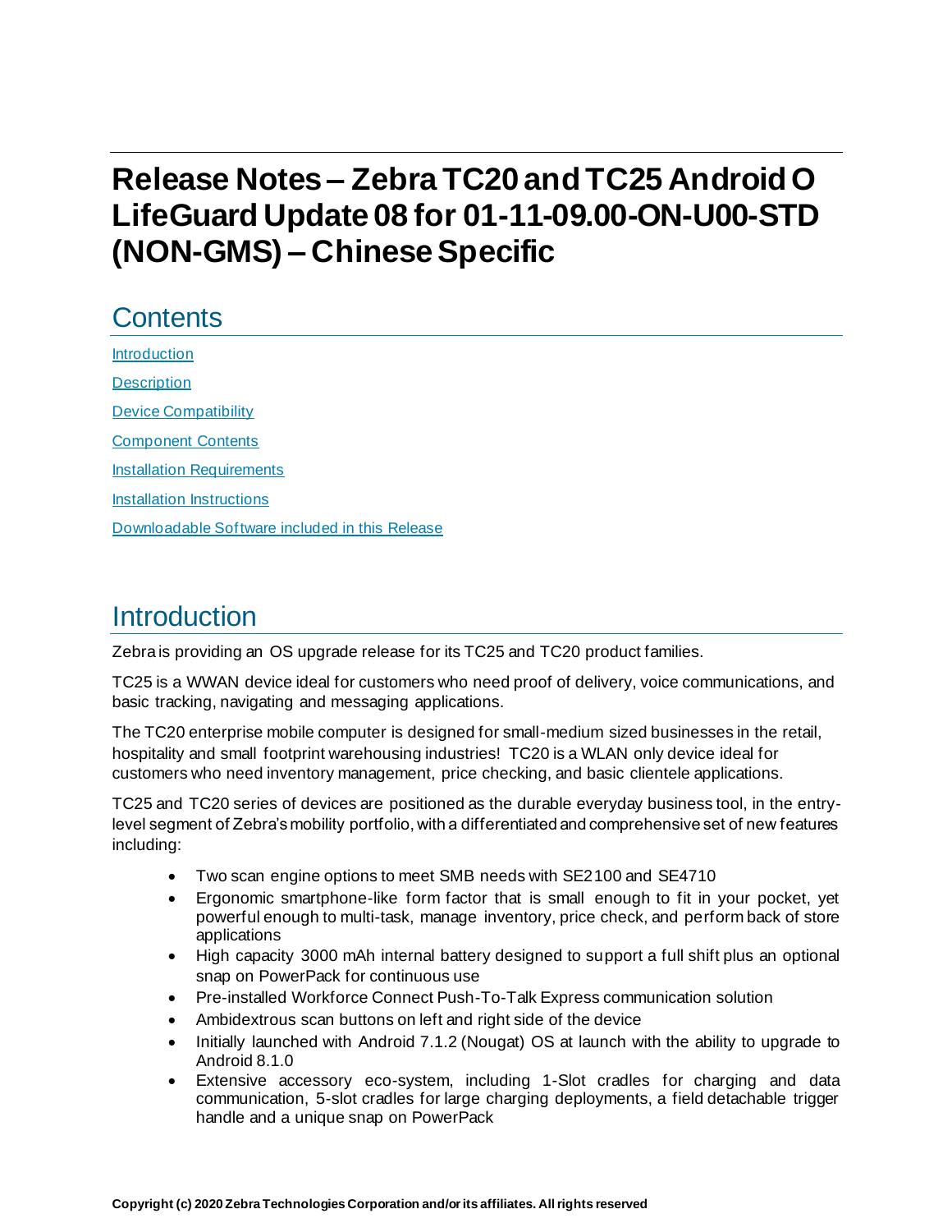# Release Notes – Zebra TC20 and TC25 Android O LifeGuard Update 08 for 01-11-09.00-ON-U00-STD (NON-GMS) – Chinese Specific

## Contents

[Introduction](#introduction)

[Description](#description)

[Device Compatibility](#device-compatibility)

[Component Contents](#component-contents)

[Installation Requirements](#installation-requirements)

[Installation Instructions](#installation-instructions)

[Downloadable Software included in this Release](#downloadable-software-included-in-this-release)

## Introduction

Zebra is providing an OS upgrade release for its TC25 and TC20 product families.

TC25 is a WWAN device ideal for customers who need proof of delivery, voice communications, and basic tracking, navigating and messaging applications.

The TC20 enterprise mobile computer is designed for small-medium sized businesses in the retail, hospitality and small footprint warehousing industries! TC20 is a WLAN only device ideal for customers who need inventory management, price checking, and basic clientele applications.

TC25 and TC20 series of devices are positioned as the durable everyday business tool, in the entry-level segment of Zebra's mobility portfolio, with a differentiated and comprehensive set of new features including:

- Two scan engine options to meet SMB needs with SE2100 and SE4710
- Ergonomic smartphone-like form factor that is small enough to fit in your pocket, yet powerful enough to multi-task, manage inventory, price check, and perform back of store applications
- High capacity 3000 mAh internal battery designed to support a full shift plus an optional snap on PowerPack for continuous use
- Pre-installed Workforce Connect Push-To-Talk Express communication solution
- Ambidextrous scan buttons on left and right side of the device
- Initially launched with Android 7.1.2 (Nougat) OS at launch with the ability to upgrade to Android 8.1.0
- Extensive accessory eco-system, including 1-Slot cradles for charging and data communication, 5-slot cradles for large charging deployments, a field detachable trigger handle and a unique snap on PowerPack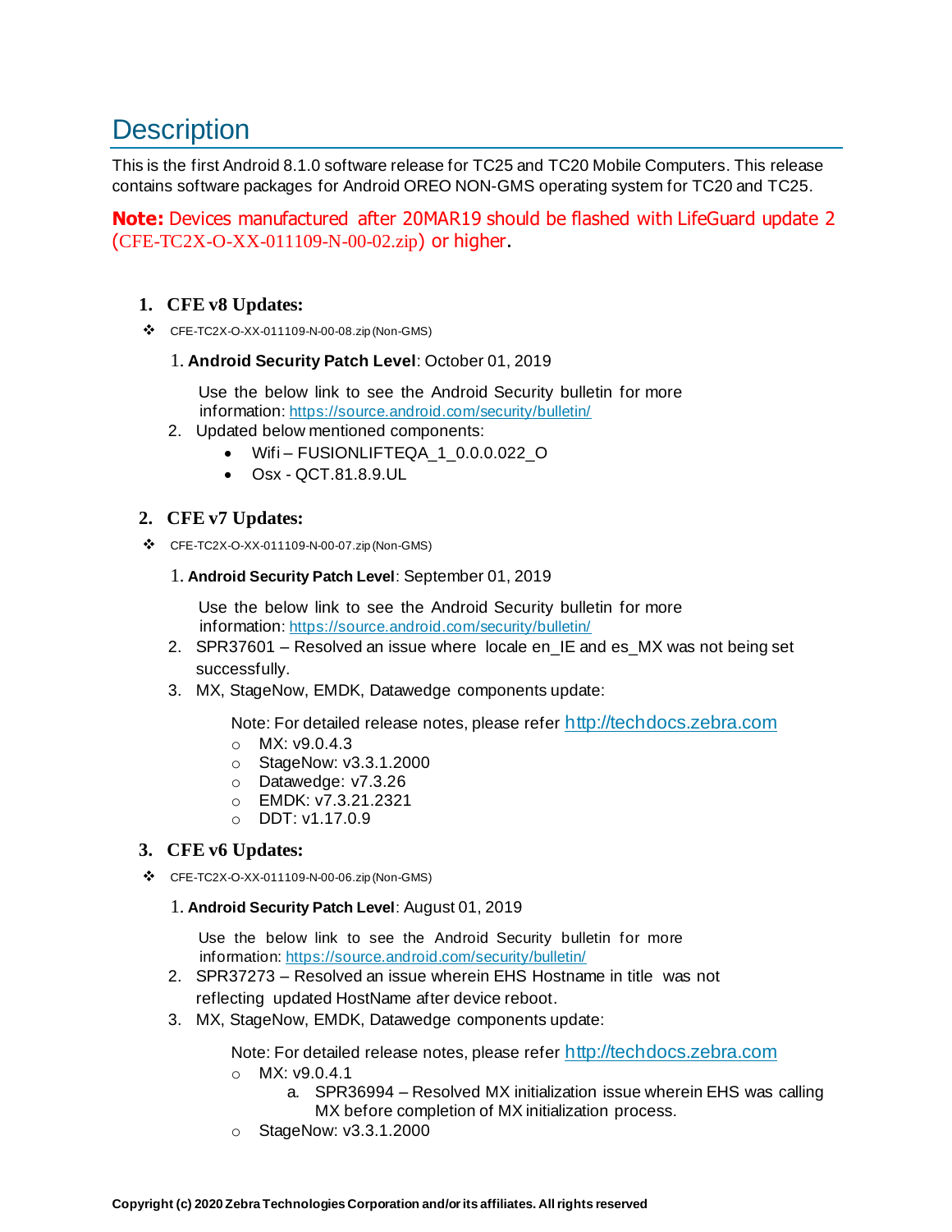# Description

This is the first Android 8.1.0 software release for TC25 and TC20 Mobile Computers. This release contains software packages for Android OREO NON-GMS operating system for TC20 and TC25.

**Note:** Devices manufactured after 20MAR19 should be flashed with LifeGuard update 2 (CFE-TC2X-O-XX-011109-N-00-02.zip) or higher.

1. **CFE v8 Updates:**

- CFE-TC2X-O-XX-011109-N-00-08.zip (Non-GMS)

  1. **Android Security Patch Level**: October 01, 2019

     Use the below link to see the Android Security bulletin for more information: https://source.android.com/security/bulletin/
  2. Updated below mentioned components:
     - Wifi – FUSIONLIFTEQA_1_0.0.0.022_O
     - Osx - QCT.81.8.9.UL

2. **CFE v7 Updates:**

- CFE-TC2X-O-XX-011109-N-00-07.zip (Non-GMS)

  1. **Android Security Patch Level**: September 01, 2019

     Use the below link to see the Android Security bulletin for more information: https://source.android.com/security/bulletin/
  2. SPR37601 – Resolved an issue where locale en_IE and es_MX was not being set successfully.
  3. MX, StageNow, EMDK, Datawedge components update:

     Note: For detailed release notes, please refer http://techdocs.zebra.com
     - MX: v9.0.4.3
     - StageNow: v3.3.1.2000
     - Datawedge: v7.3.26
     - EMDK: v7.3.21.2321
     - DDT: v1.17.0.9

3. **CFE v6 Updates:**

- CFE-TC2X-O-XX-011109-N-00-06.zip (Non-GMS)

  1. **Android Security Patch Level**: August 01, 2019

     Use the below link to see the Android Security bulletin for more information: https://source.android.com/security/bulletin/
  2. SPR37273 – Resolved an issue wherein EHS Hostname in title was not reflecting updated HostName after device reboot.
  3. MX, StageNow, EMDK, Datawedge components update:

     Note: For detailed release notes, please refer http://techdocs.zebra.com
     - MX: v9.0.4.1
       a. SPR36994 – Resolved MX initialization issue wherein EHS was calling MX before completion of MX initialization process.
     - StageNow: v3.3.1.2000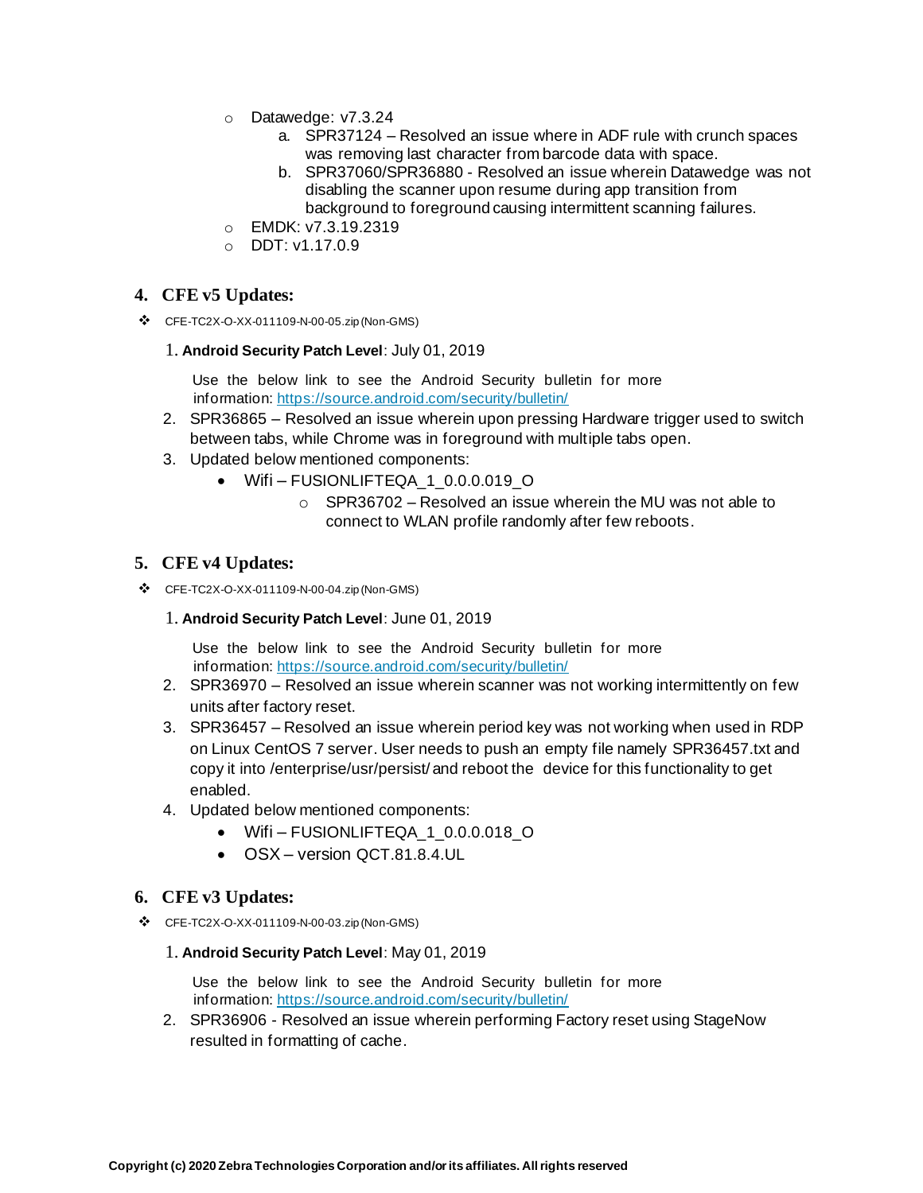- Datawedge: v7.3.24
    a. SPR37124 – Resolved an issue where in ADF rule with crunch spaces was removing last character from barcode data with space.
    b. SPR37060/SPR36880 - Resolved an issue wherein Datawedge was not disabling the scanner upon resume during app transition from background to foreground causing intermittent scanning failures.
- EMDK: v7.3.19.2319
- DDT: v1.17.0.9

## 4. CFE v5 Updates:

- CFE-TC2X-O-XX-011109-N-00-05.zip (Non-GMS)

1. **Android Security Patch Level**: July 01, 2019

   Use the below link to see the Android Security bulletin for more information: https://source.android.com/security/bulletin/
2. SPR36865 – Resolved an issue wherein upon pressing Hardware trigger used to switch between tabs, while Chrome was in foreground with multiple tabs open.
3. Updated below mentioned components:
    - Wifi – FUSIONLIFTEQA_1_0.0.0.019_O
        - SPR36702 – Resolved an issue wherein the MU was not able to connect to WLAN profile randomly after few reboots.

## 5. CFE v4 Updates:

- CFE-TC2X-O-XX-011109-N-00-04.zip (Non-GMS)

1. **Android Security Patch Level**: June 01, 2019

   Use the below link to see the Android Security bulletin for more information: https://source.android.com/security/bulletin/
2. SPR36970 – Resolved an issue wherein scanner was not working intermittently on few units after factory reset.
3. SPR36457 – Resolved an issue wherein period key was not working when used in RDP on Linux CentOS 7 server. User needs to push an empty file namely SPR36457.txt and copy it into /enterprise/usr/persist/ and reboot the device for this functionality to get enabled.
4. Updated below mentioned components:
    - Wifi – FUSIONLIFTEQA_1_0.0.0.018_O
    - OSX – version QCT.81.8.4.UL

## 6. CFE v3 Updates:

- CFE-TC2X-O-XX-011109-N-00-03.zip (Non-GMS)

1. **Android Security Patch Level**: May 01, 2019

   Use the below link to see the Android Security bulletin for more information: https://source.android.com/security/bulletin/
2. SPR36906 - Resolved an issue wherein performing Factory reset using StageNow resulted in formatting of cache.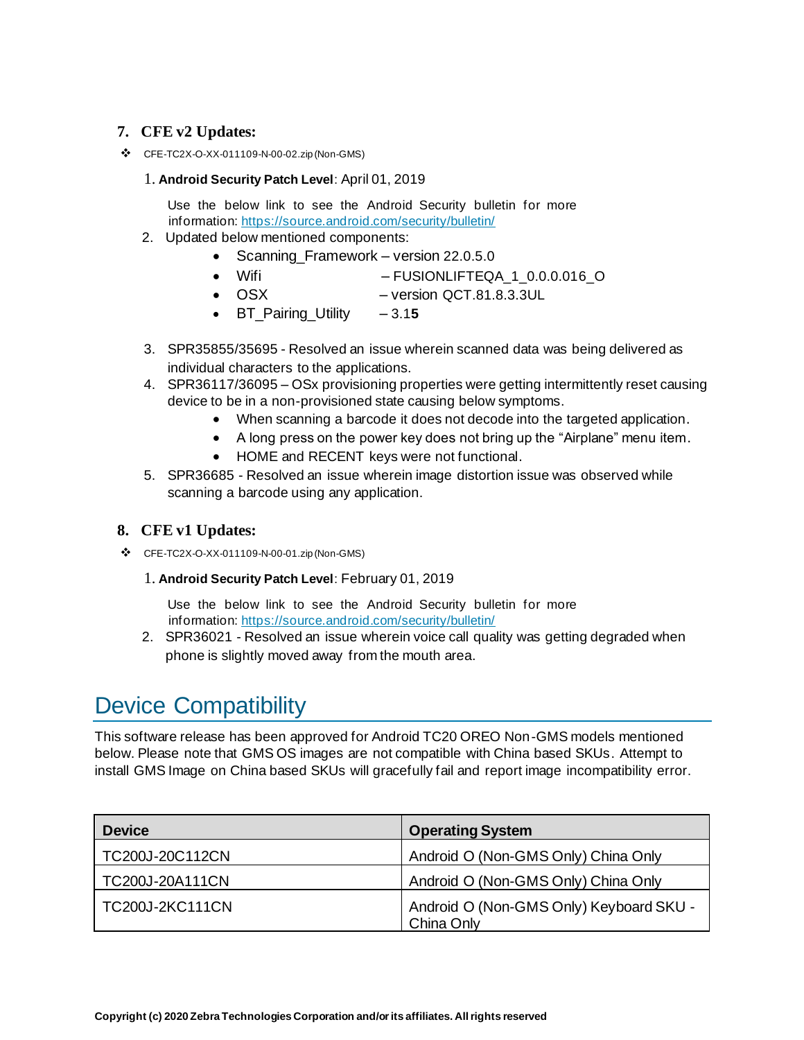## 7. CFE v2 Updates:

- ❖ CFE-TC2X-O-XX-011109-N-00-02.zip (Non-GMS)

  1. **Android Security Patch Level**: April 01, 2019

     Use the below link to see the Android Security bulletin for more information: https://source.android.com/security/bulletin/

  2. Updated below mentioned components:
     - Scanning_Framework – version 22.0.5.0
     - Wifi – FUSIONLIFTEQA_1_0.0.0.016_O
     - OSX – version QCT.81.8.3.3UL
     - BT_Pairing_Utility – 3.1**5**

  3. SPR35855/35695 - Resolved an issue wherein scanned data was being delivered as individual characters to the applications.
  4. SPR36117/36095 – OSx provisioning properties were getting intermittently reset causing device to be in a non-provisioned state causing below symptoms.
     - When scanning a barcode it does not decode into the targeted application.
     - A long press on the power key does not bring up the “Airplane” menu item.
     - HOME and RECENT keys were not functional.
  5. SPR36685 - Resolved an issue wherein image distortion issue was observed while scanning a barcode using any application.

## 8. CFE v1 Updates:

- ❖ CFE-TC2X-O-XX-011109-N-00-01.zip (Non-GMS)

  1. **Android Security Patch Level**: February 01, 2019

     Use the below link to see the Android Security bulletin for more information: https://source.android.com/security/bulletin/

  2. SPR36021 - Resolved an issue wherein voice call quality was getting degraded when phone is slightly moved away from the mouth area.

# Device Compatibility

This software release has been approved for Android TC20 OREO Non-GMS models mentioned below. Please note that GMS OS images are not compatible with China based SKUs. Attempt to install GMS Image on China based SKUs will gracefully fail and report image incompatibility error.

| **Device** | **Operating System** |
|---|---|
| TC200J-20C112CN | Android O (Non-GMS Only) China Only |
| TC200J-20A111CN | Android O (Non-GMS Only) China Only |
| TC200J-2KC111CN | Android O (Non-GMS Only) Keyboard SKU - China Only |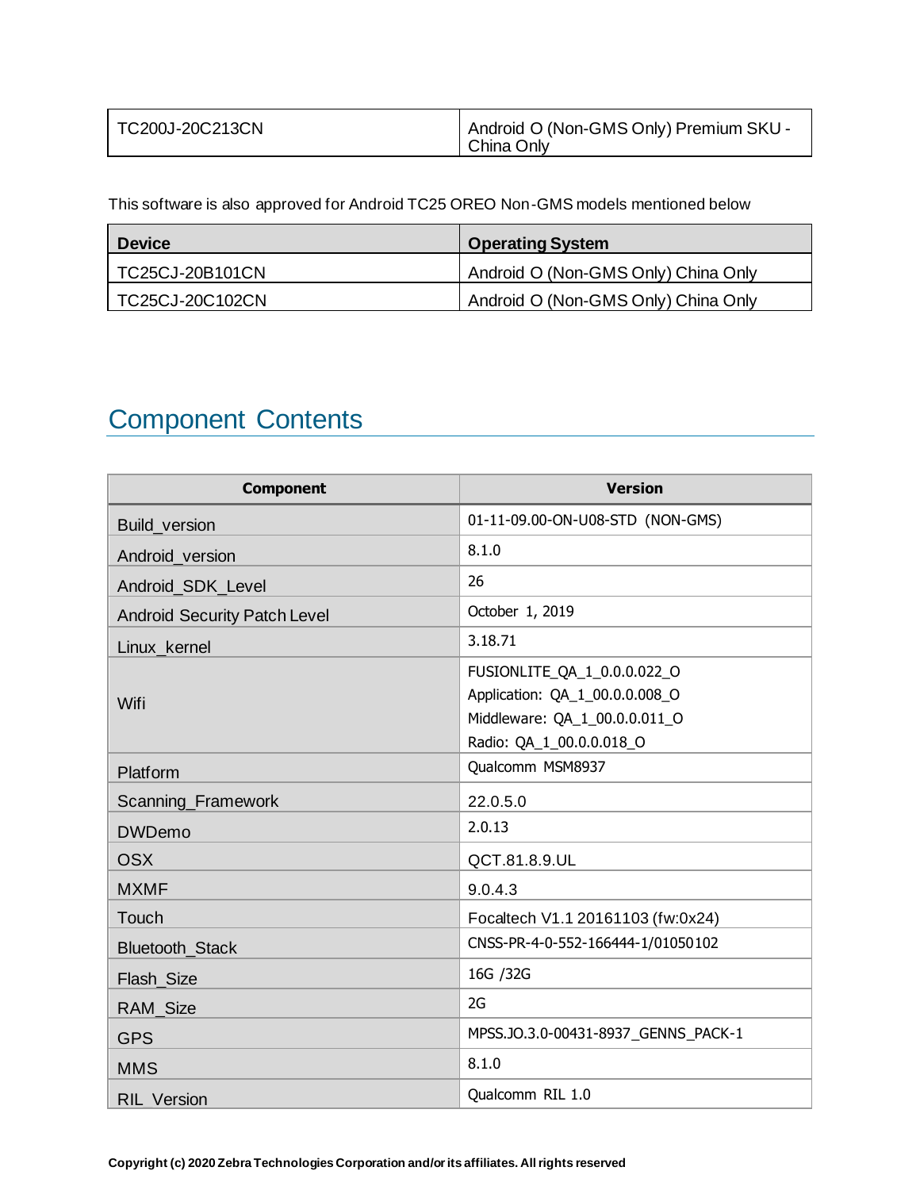| TC200J-20C213CN | Android O (Non-GMS Only) Premium SKU - China Only |
|---|---|

This software is also approved for Android TC25 OREO Non-GMS models mentioned below

| Device | Operating System |
|---|---|
| TC25CJ-20B101CN | Android O (Non-GMS Only) China Only |
| TC25CJ-20C102CN | Android O (Non-GMS Only) China Only |

## Component Contents

| Component | Version |
|---|---|
| Build_version | 01-11-09.00-ON-U08-STD (NON-GMS) |
| Android_version | 8.1.0 |
| Android_SDK_Level | 26 |
| Android Security Patch Level | October 1, 2019 |
| Linux_kernel | 3.18.71 |
| Wifi | FUSIONLITE_QA_1_0.0.0.022_O<br>Application: QA_1_00.0.0.008_O<br>Middleware: QA_1_00.0.0.011_O<br>Radio: QA_1_00.0.0.018_O |
| Platform | Qualcomm MSM8937 |
| Scanning_Framework | 22.0.5.0 |
| DWDemo | 2.0.13 |
| OSX | QCT.81.8.9.UL |
| MXMF | 9.0.4.3 |
| Touch | Focaltech V1.1 20161103 (fw:0x24) |
| Bluetooth_Stack | CNSS-PR-4-0-552-166444-1/01050102 |
| Flash_Size | 16G /32G |
| RAM_Size | 2G |
| GPS | MPSS.JO.3.0-00431-8937_GENNS_PACK-1 |
| MMS | 8.1.0 |
| RIL_Version | Qualcomm RIL 1.0 |

**Copyright (c) 2020 Zebra Technologies Corporation and/or its affiliates. All rights reserved**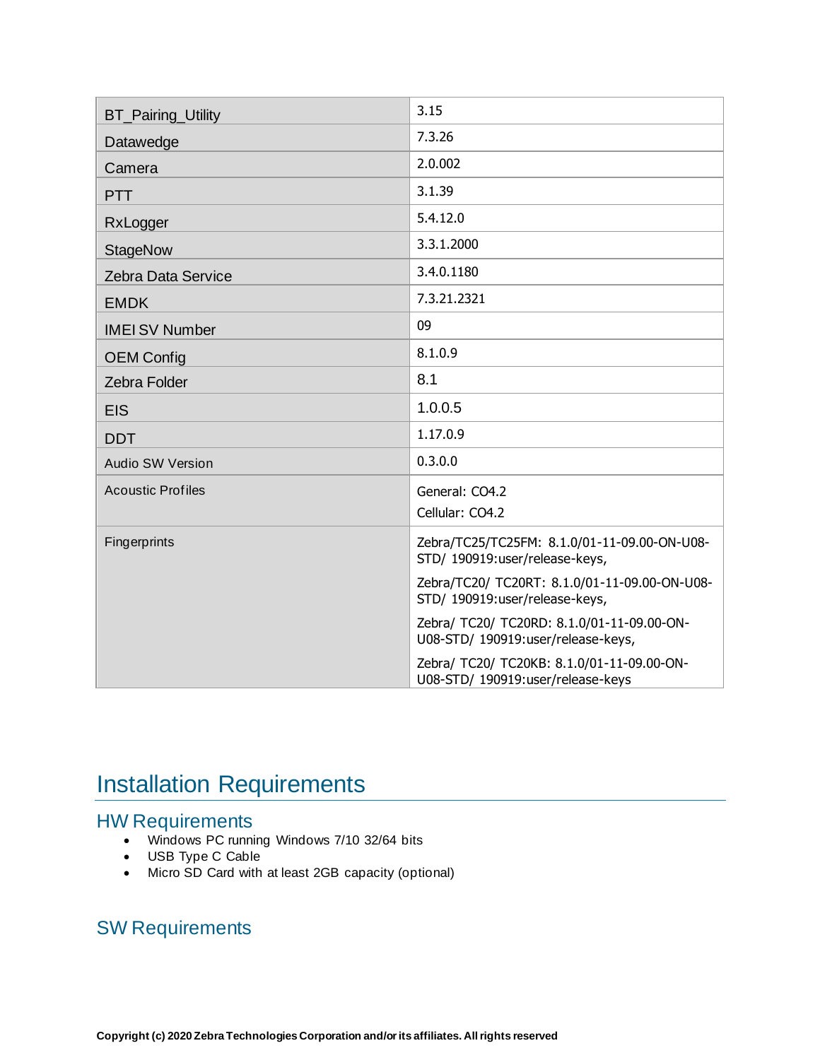| BT_Pairing_Utility | 3.15 |
| --- | --- |
| Datawedge | 7.3.26 |
| Camera | 2.0.002 |
| PTT | 3.1.39 |
| RxLogger | 5.4.12.0 |
| StageNow | 3.3.1.2000 |
| Zebra Data Service | 3.4.0.1180 |
| EMDK | 7.3.21.2321 |
| IMEI SV Number | 09 |
| OEM Config | 8.1.0.9 |
| Zebra Folder | 8.1 |
| EIS | 1.0.0.5 |
| DDT | 1.17.0.9 |
| Audio SW Version | 0.3.0.0 |
| Acoustic Profiles | General: CO4.2<br>Cellular: CO4.2 |
| Fingerprints | Zebra/TC25/TC25FM: 8.1.0/01-11-09.00-ON-U08-STD/ 190919:user/release-keys,<br>Zebra/TC20/ TC20RT: 8.1.0/01-11-09.00-ON-U08-STD/ 190919:user/release-keys,<br>Zebra/ TC20/ TC20RD: 8.1.0/01-11-09.00-ON-U08-STD/ 190919:user/release-keys,<br>Zebra/ TC20/ TC20KB: 8.1.0/01-11-09.00-ON-U08-STD/ 190919:user/release-keys |

# Installation Requirements

## HW Requirements

- Windows PC running Windows 7/10 32/64 bits
- USB Type C Cable
- Micro SD Card with at least 2GB capacity (optional)

## SW Requirements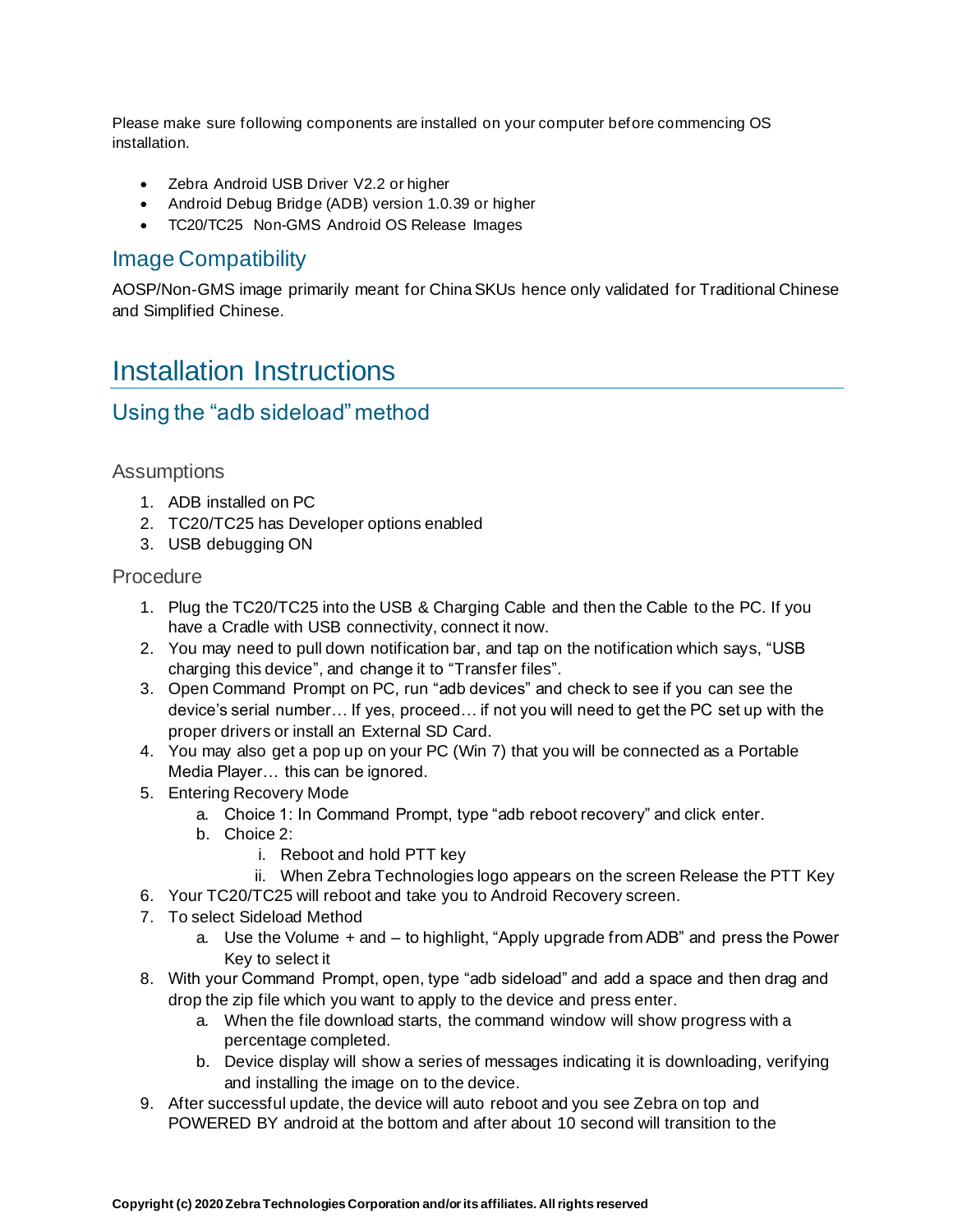Please make sure following components are installed on your computer before commencing OS installation.

- Zebra Android USB Driver V2.2 or higher
- Android Debug Bridge (ADB) version 1.0.39 or higher
- TC20/TC25 Non-GMS Android OS Release Images

## Image Compatibility

AOSP/Non-GMS image primarily meant for China SKUs hence only validated for Traditional Chinese and Simplified Chinese.

# Installation Instructions

## Using the “adb sideload” method

### Assumptions

1. ADB installed on PC
2. TC20/TC25 has Developer options enabled
3. USB debugging ON

### Procedure

1. Plug the TC20/TC25 into the USB & Charging Cable and then the Cable to the PC. If you have a Cradle with USB connectivity, connect it now.
2. You may need to pull down notification bar, and tap on the notification which says, “USB charging this device”, and change it to “Transfer files”.
3. Open Command Prompt on PC, run “adb devices” and check to see if you can see the device’s serial number… If yes, proceed… if not you will need to get the PC set up with the proper drivers or install an External SD Card.
4. You may also get a pop up on your PC (Win 7) that you will be connected as a Portable Media Player… this can be ignored.
5. Entering Recovery Mode
    a. Choice 1: In Command Prompt, type “adb reboot recovery” and click enter.
    b. Choice 2:
        i. Reboot and hold PTT key
        ii. When Zebra Technologies logo appears on the screen Release the PTT Key
6. Your TC20/TC25 will reboot and take you to Android Recovery screen.
7. To select Sideload Method
    a. Use the Volume + and – to highlight, “Apply upgrade from ADB” and press the Power Key to select it
8. With your Command Prompt, open, type “adb sideload” and add a space and then drag and drop the zip file which you want to apply to the device and press enter.
    a. When the file download starts, the command window will show progress with a percentage completed.
    b. Device display will show a series of messages indicating it is downloading, verifying and installing the image on to the device.
9. After successful update, the device will auto reboot and you see Zebra on top and POWERED BY android at the bottom and after about 10 second will transition to the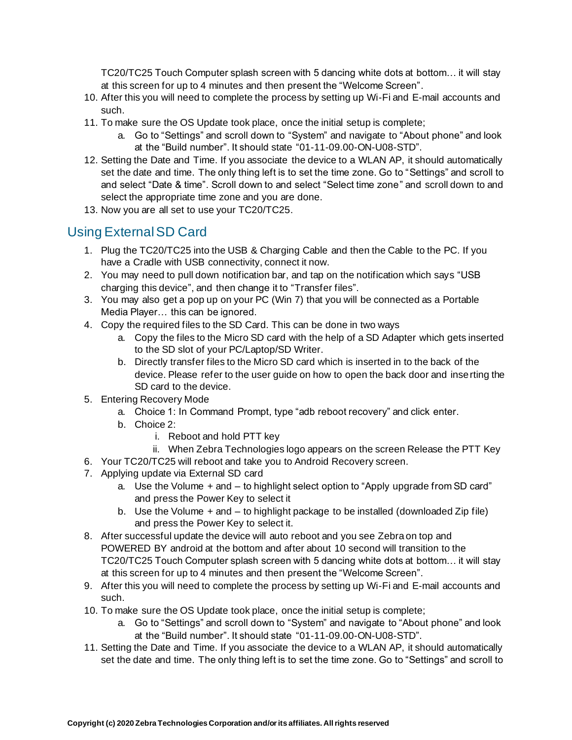TC20/TC25 Touch Computer splash screen with 5 dancing white dots at bottom… it will stay at this screen for up to 4 minutes and then present the “Welcome Screen”.

10. After this you will need to complete the process by setting up Wi-Fi and E-mail accounts and such.
11. To make sure the OS Update took place, once the initial setup is complete;
    a. Go to “Settings” and scroll down to “System” and navigate to “About phone” and look at the “Build number”. It should state “01-11-09.00-ON-U08-STD”.
12. Setting the Date and Time. If you associate the device to a WLAN AP, it should automatically set the date and time. The only thing left is to set the time zone. Go to “Settings” and scroll to and select “Date & time”. Scroll down to and select “Select time zone” and scroll down to and select the appropriate time zone and you are done.
13. Now you are all set to use your TC20/TC25.

## Using External SD Card

1. Plug the TC20/TC25 into the USB & Charging Cable and then the Cable to the PC. If you have a Cradle with USB connectivity, connect it now.
2. You may need to pull down notification bar, and tap on the notification which says “USB charging this device”, and then change it to “Transfer files”.
3. You may also get a pop up on your PC (Win 7) that you will be connected as a Portable Media Player… this can be ignored.
4. Copy the required files to the SD Card. This can be done in two ways
    a. Copy the files to the Micro SD card with the help of a SD Adapter which gets inserted to the SD slot of your PC/Laptop/SD Writer.
    b. Directly transfer files to the Micro SD card which is inserted in to the back of the device. Please refer to the user guide on how to open the back door and inserting the SD card to the device.
5. Entering Recovery Mode
    a. Choice 1: In Command Prompt, type “adb reboot recovery” and click enter.
    b. Choice 2:
        i. Reboot and hold PTT key
        ii. When Zebra Technologies logo appears on the screen Release the PTT Key
6. Your TC20/TC25 will reboot and take you to Android Recovery screen.
7. Applying update via External SD card
    a. Use the Volume + and – to highlight select option to “Apply upgrade from SD card” and press the Power Key to select it
    b. Use the Volume + and – to highlight package to be installed (downloaded Zip file) and press the Power Key to select it.
8. After successful update the device will auto reboot and you see Zebra on top and POWERED BY android at the bottom and after about 10 second will transition to the TC20/TC25 Touch Computer splash screen with 5 dancing white dots at bottom… it will stay at this screen for up to 4 minutes and then present the “Welcome Screen”.
9. After this you will need to complete the process by setting up Wi-Fi and E-mail accounts and such.
10. To make sure the OS Update took place, once the initial setup is complete;
    a. Go to “Settings” and scroll down to “System” and navigate to “About phone” and look at the “Build number”. It should state “01-11-09.00-ON-U08-STD”.
11. Setting the Date and Time. If you associate the device to a WLAN AP, it should automatically set the date and time. The only thing left is to set the time zone. Go to “Settings” and scroll to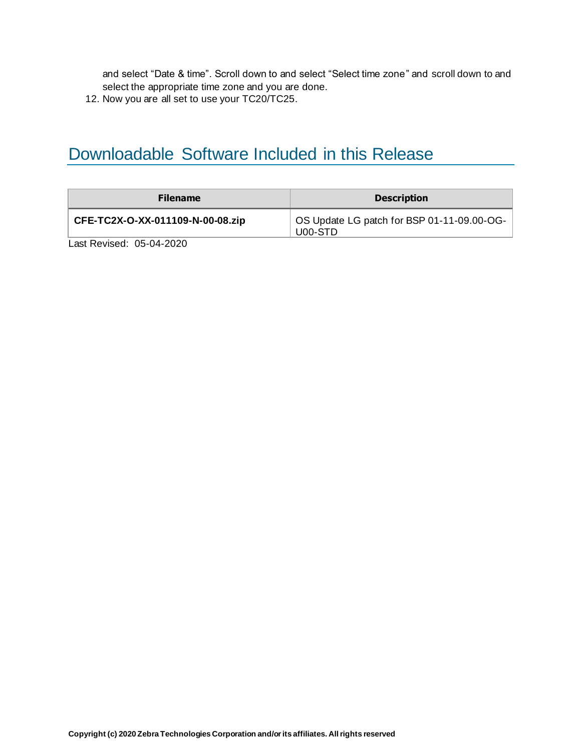and select “Date & time”. Scroll down to and select “Select time zone” and scroll down to and select the appropriate time zone and you are done.

12. Now you are all set to use your TC20/TC25.

## Downloadable Software Included in this Release

| Filename | Description |
|---|---|
| **CFE-TC2X-O-XX-011109-N-00-08.zip** | OS Update LG patch for BSP 01-11-09.00-OG-U00-STD |

Last Revised: 05-04-2020

**Copyright (c) 2020 Zebra Technologies Corporation and/or its affiliates. All rights reserved**